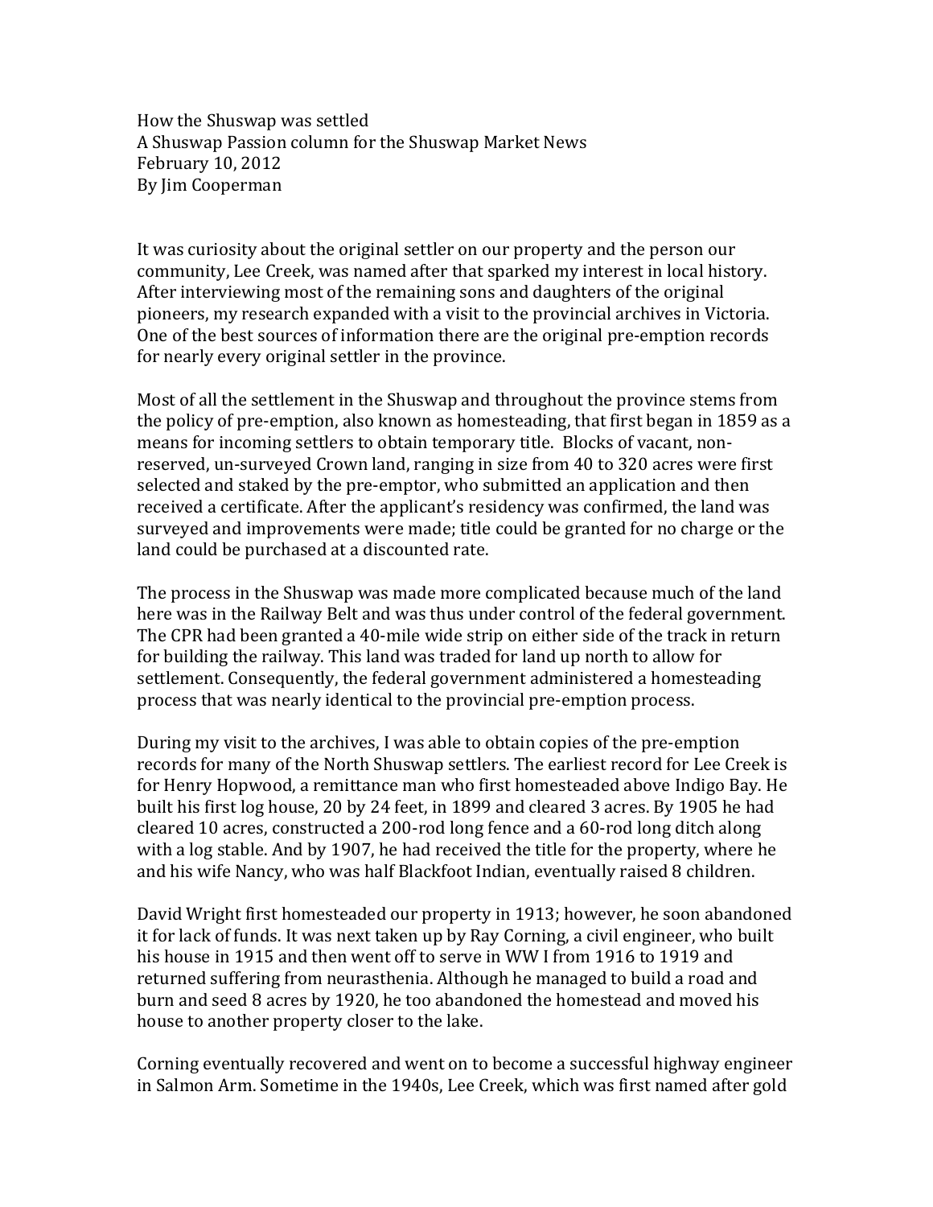How the Shuswap was settled
A Shuswap Passion column for the Shuswap Market News
February 10, 2012
By Jim Cooperman

It was curiosity about the original settler on our property and the person our community, Lee Creek, was named after that sparked my interest in local history. After interviewing most of the remaining sons and daughters of the original pioneers, my research expanded with a visit to the provincial archives in Victoria. One of the best sources of information there are the original pre-emption records for nearly every original settler in the province.

Most of all the settlement in the Shuswap and throughout the province stems from the policy of pre-emption, also known as homesteading, that first began in 1859 as a means for incoming settlers to obtain temporary title. Blocks of vacant, non-reserved, un-surveyed Crown land, ranging in size from 40 to 320 acres were first selected and staked by the pre-emptor, who submitted an application and then received a certificate. After the applicant's residency was confirmed, the land was surveyed and improvements were made; title could be granted for no charge or the land could be purchased at a discounted rate.

The process in the Shuswap was made more complicated because much of the land here was in the Railway Belt and was thus under control of the federal government. The CPR had been granted a 40-mile wide strip on either side of the track in return for building the railway. This land was traded for land up north to allow for settlement. Consequently, the federal government administered a homesteading process that was nearly identical to the provincial pre-emption process.

During my visit to the archives, I was able to obtain copies of the pre-emption records for many of the North Shuswap settlers. The earliest record for Lee Creek is for Henry Hopwood, a remittance man who first homesteaded above Indigo Bay. He built his first log house, 20 by 24 feet, in 1899 and cleared 3 acres. By 1905 he had cleared 10 acres, constructed a 200-rod long fence and a 60-rod long ditch along with a log stable. And by 1907, he had received the title for the property, where he and his wife Nancy, who was half Blackfoot Indian, eventually raised 8 children.

David Wright first homesteaded our property in 1913; however, he soon abandoned it for lack of funds. It was next taken up by Ray Corning, a civil engineer, who built his house in 1915 and then went off to serve in WW I from 1916 to 1919 and returned suffering from neurasthenia. Although he managed to build a road and burn and seed 8 acres by 1920, he too abandoned the homestead and moved his house to another property closer to the lake.

Corning eventually recovered and went on to become a successful highway engineer in Salmon Arm. Sometime in the 1940s, Lee Creek, which was first named after gold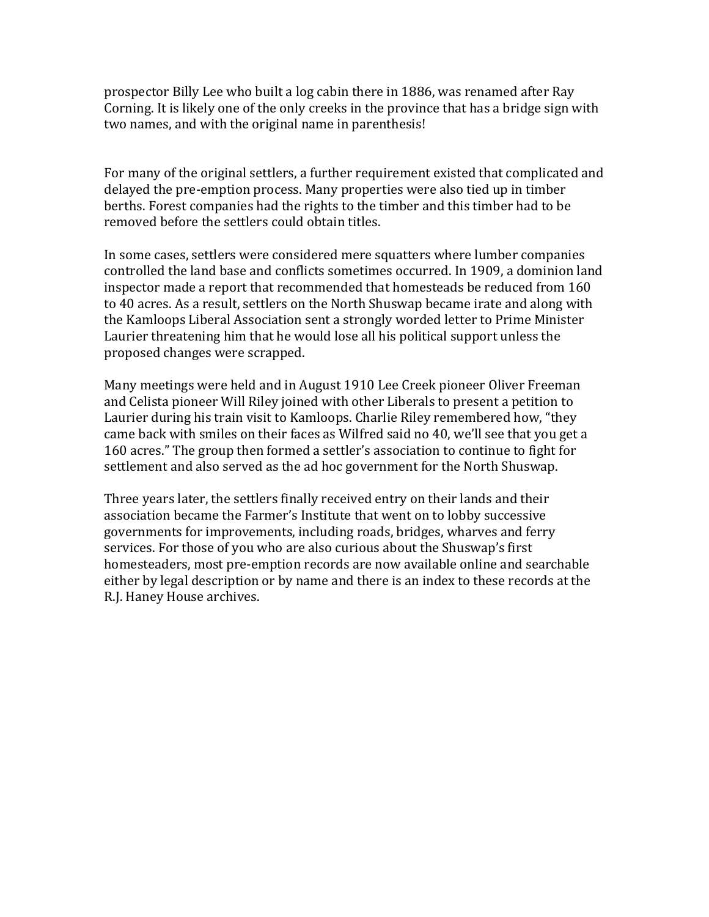prospector Billy Lee who built a log cabin there in 1886, was renamed after Ray Corning. It is likely one of the only creeks in the province that has a bridge sign with two names, and with the original name in parenthesis!

For many of the original settlers, a further requirement existed that complicated and delayed the pre-emption process. Many properties were also tied up in timber berths. Forest companies had the rights to the timber and this timber had to be removed before the settlers could obtain titles.

In some cases, settlers were considered mere squatters where lumber companies controlled the land base and conflicts sometimes occurred. In 1909, a dominion land inspector made a report that recommended that homesteads be reduced from 160 to 40 acres. As a result, settlers on the North Shuswap became irate and along with the Kamloops Liberal Association sent a strongly worded letter to Prime Minister Laurier threatening him that he would lose all his political support unless the proposed changes were scrapped.

Many meetings were held and in August 1910 Lee Creek pioneer Oliver Freeman and Celista pioneer Will Riley joined with other Liberals to present a petition to Laurier during his train visit to Kamloops. Charlie Riley remembered how, "they came back with smiles on their faces as Wilfred said no 40, we'll see that you get a 160 acres." The group then formed a settler's association to continue to fight for settlement and also served as the ad hoc government for the North Shuswap.

Three years later, the settlers finally received entry on their lands and their association became the Farmer's Institute that went on to lobby successive governments for improvements, including roads, bridges, wharves and ferry services. For those of you who are also curious about the Shuswap's first homesteaders, most pre-emption records are now available online and searchable either by legal description or by name and there is an index to these records at the R.J. Haney House archives.